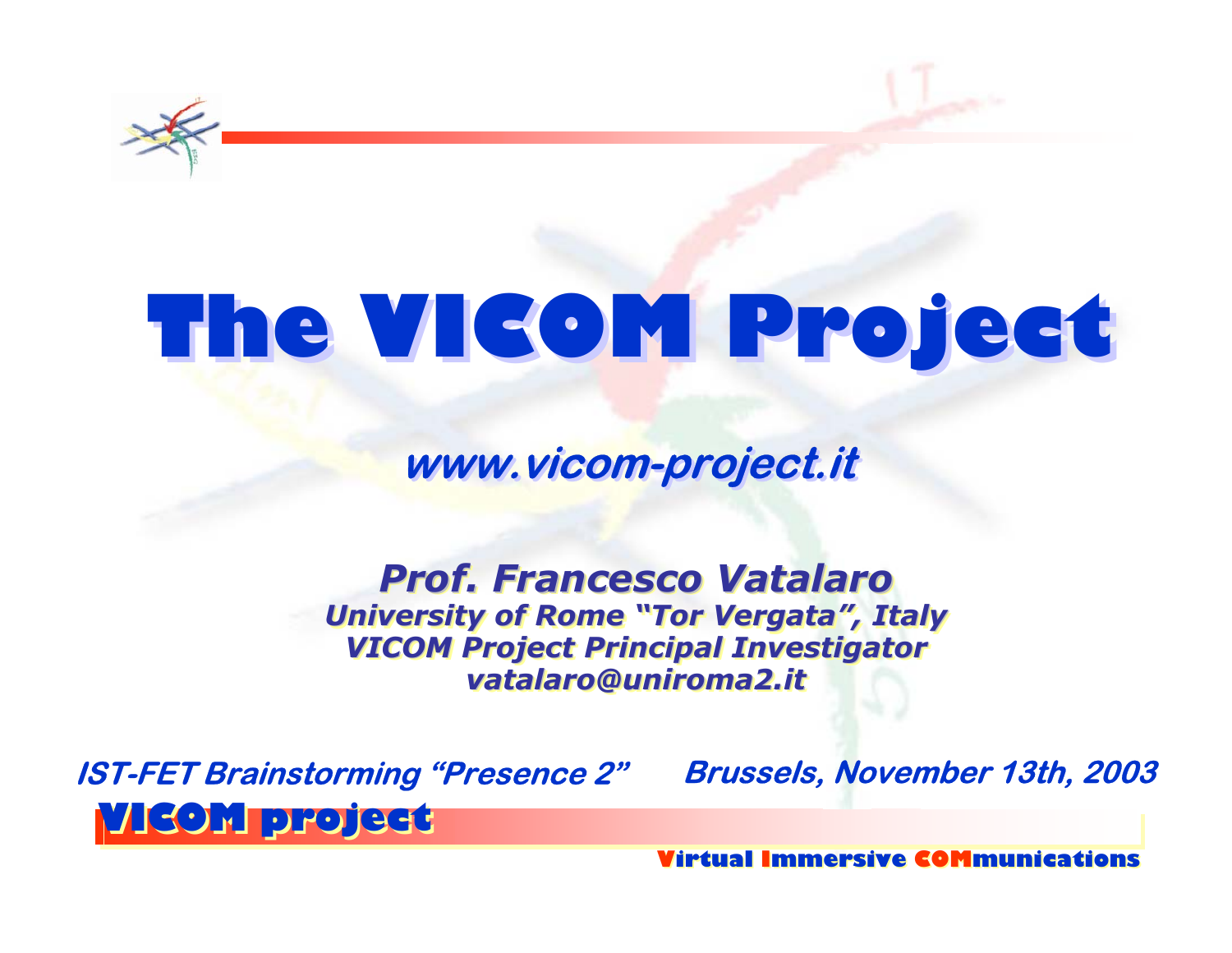# The VICOM Project

***www.vicom-project.it***

***Prof. Francesco Vatalaro***

***University of Rome "Tor Vergata", Italy***

***VICOM Project Principal Investigator***

***vatalaro@uniroma2.it***

***IST-FET Brainstorming "Presence 2"*** ***Brussels, November 13th, 2003***

**VICOM project**

**Virtual Immersive COMmunications**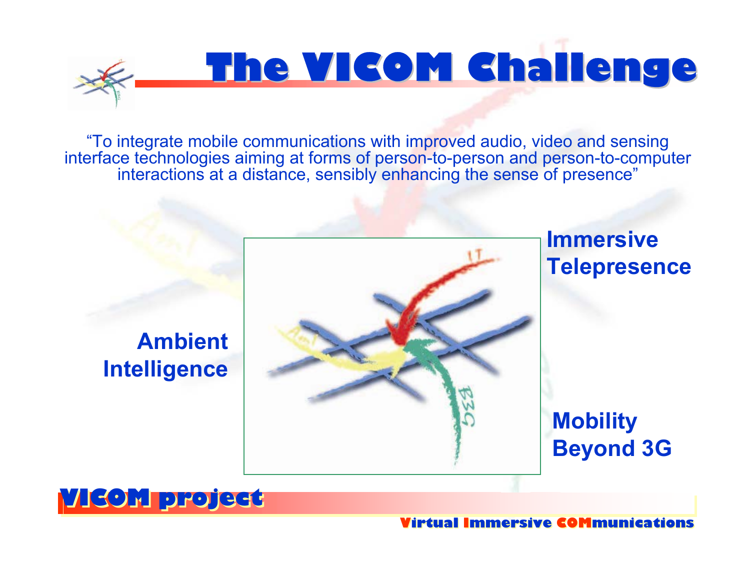# The VICOM Challenge

"To integrate mobile communications with improved audio, video and sensing interface technologies aiming at forms of person-to-person and person-to-computer interactions at a distance, sensibly enhancing the sense of presence"

**Immersive Telepresence**

**Ambient Intelligence**

**Mobility Beyond 3G**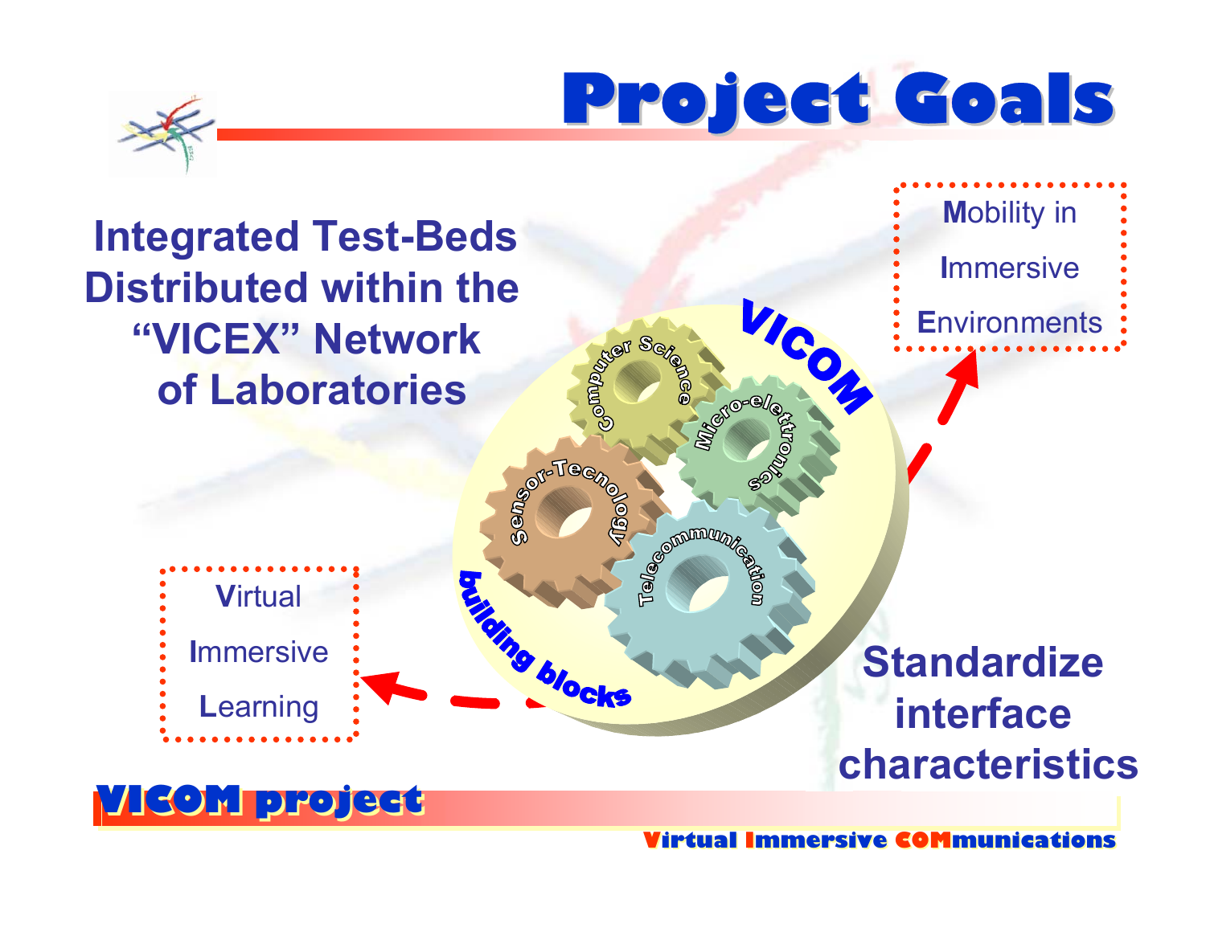# Project Goals

**Integrated Test-Beds Distributed within the "VICEX" Network of Laboratories**

**M**obility in
**I**mmersive
**E**nvironments

VICOM

Computer Science

Micro-elettronics

Sensor-Tecnology

Telecommunication

building blocks

**V**irtual
**I**mmersive
**L**earning

**Standardize interface characteristics**

**VICOM project**

**V**irtual **I**mmersive **COM**munications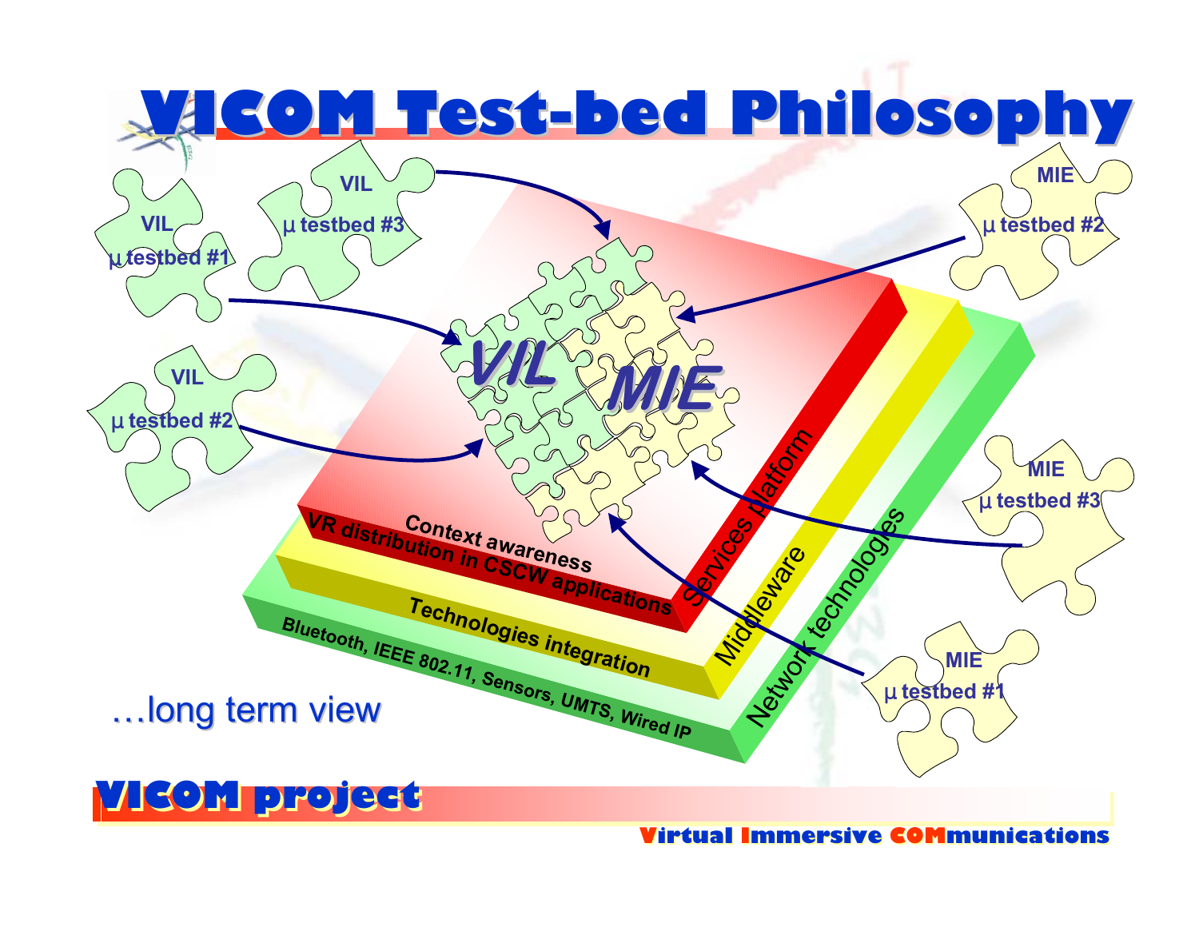# VICOM Test-bed Philosophy

VIL µ testbed #1

VIL µ testbed #3

VIL µ testbed #2

MIE µ testbed #2

MIE µ testbed #3

MIE µ testbed #1

VIL MIE

Context awareness

VR distribution in CSCW applications

Services platform

Technologies integration

Middleware

Bluetooth, IEEE 802.11, Sensors, UMTS, Wired IP

Network technologies

…long term view

VICOM project

Virtual Immersive COMmunications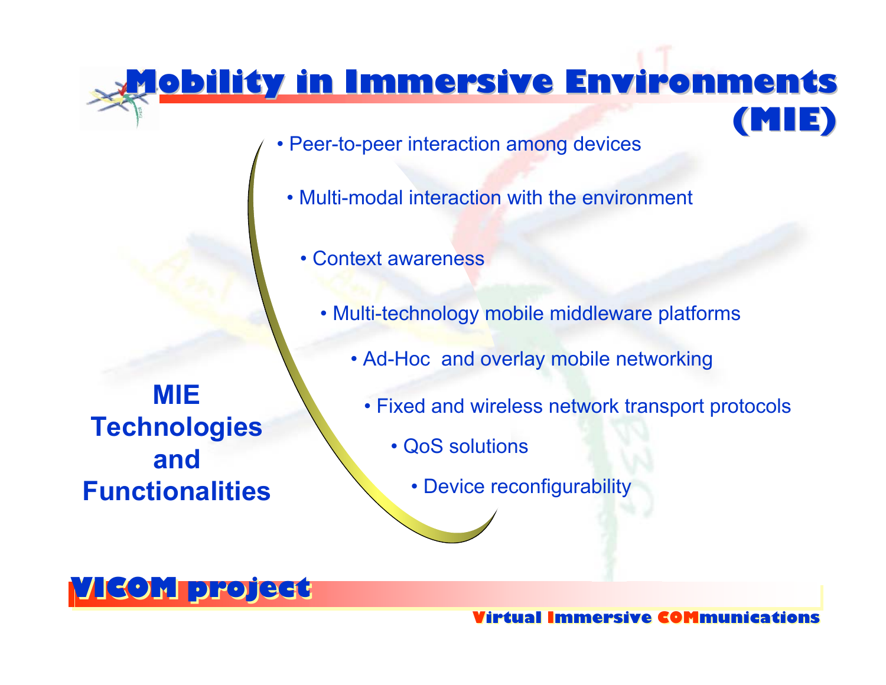# Mobility in Immersive Environments (MIE)

**MIE Technologies and Functionalities**

- Peer-to-peer interaction among devices
- Multi-modal interaction with the environment
- Context awareness
- Multi-technology mobile middleware platforms
- Ad-Hoc and overlay mobile networking
- Fixed and wireless network transport protocols
- QoS solutions
- Device reconfigurability

**VICOM project**

**Virtual Immersive COMmunications**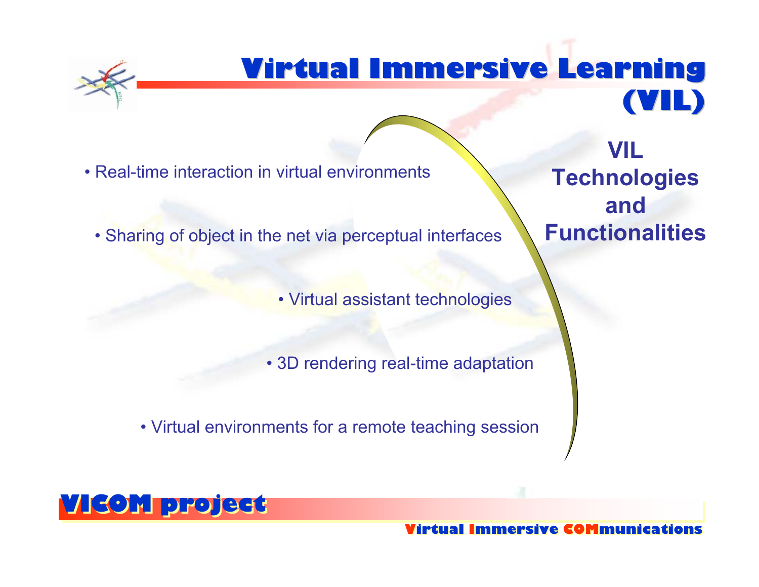# Virtual Immersive Learning (VIL)

## VIL Technologies and Functionalities

- Real-time interaction in virtual environments
- Sharing of object in the net via perceptual interfaces
- Virtual assistant technologies
- 3D rendering real-time adaptation
- Virtual environments for a remote teaching session